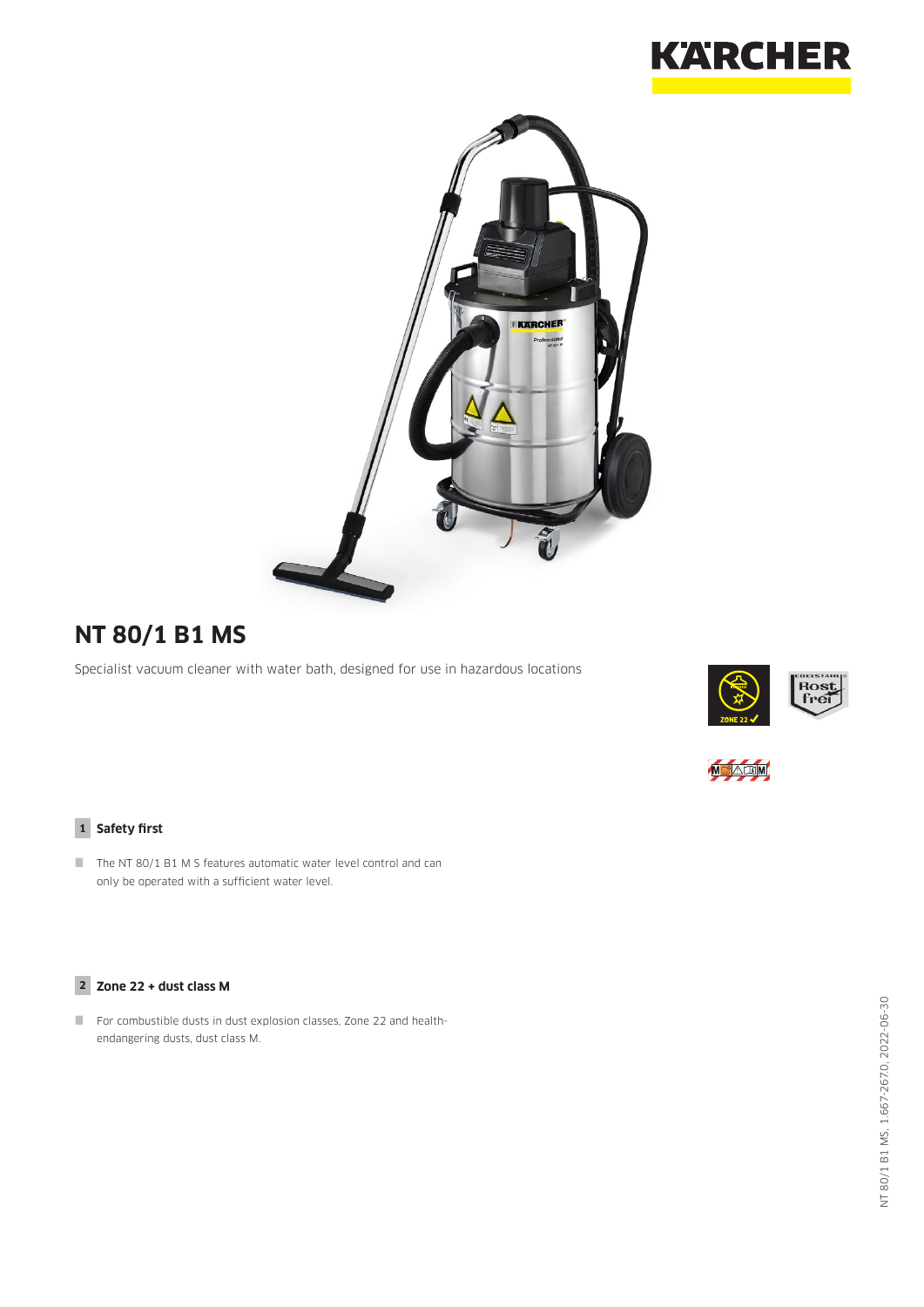# NT 80/1 B1 MS

Specialist vacuum cleaner with water bath, designed for use in hazardous locations

## 1 Safety first

- The NT 80/1 B1 M S features automatic water level control and can only be operated with a sufficient water level.

## 2 Zone 22 + dust class M

- For combustible dusts in dust explosion classes, Zone 22 and health-endangering dusts, dust class M.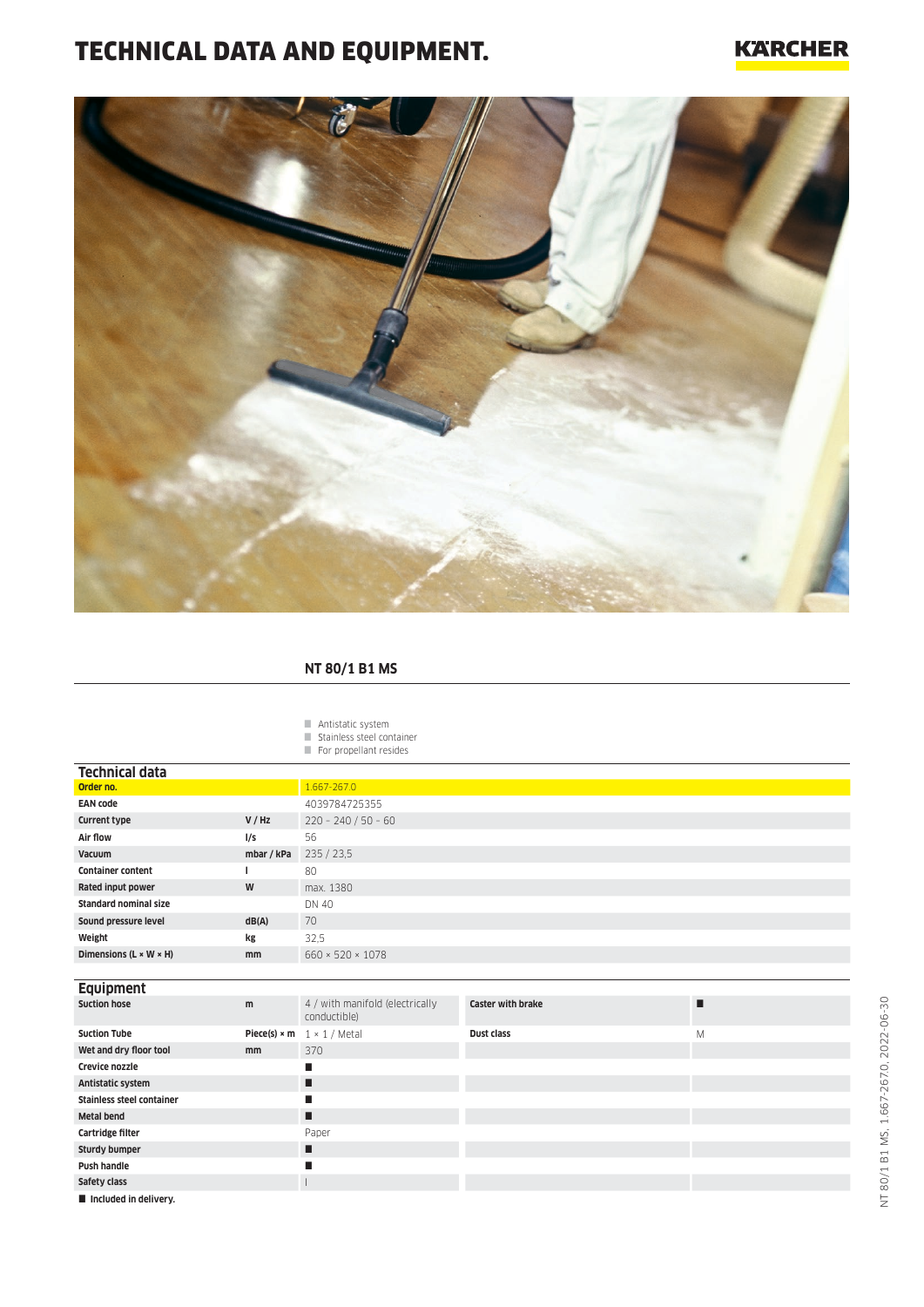# TECHNICAL DATA AND EQUIPMENT.

KÄRCHER

## NT 80/1 B1 MS

- Antistatic system
- Stainless steel container
- For propellant resides

### Technical data

| | | |
|---|---|---|
| **Order no.** | | 1.667-267.0 |
| **EAN code** | | 4039784725355 |
| **Current type** | **V / Hz** | 220 – 240 / 50 – 60 |
| **Air flow** | **l/s** | 56 |
| **Vacuum** | **mbar / kPa** | 235 / 23,5 |
| **Container content** | **l** | 80 |
| **Rated input power** | **W** | max. 1380 |
| **Standard nominal size** | | DN 40 |
| **Sound pressure level** | **dB(A)** | 70 |
| **Weight** | **kg** | 32,5 |
| **Dimensions (L × W × H)** | **mm** | 660 × 520 × 1078 |

### Equipment

| | | | | |
|---|---|---|---|---|
| **Suction hose** | **m** | 4 / with manifold (electrically conductible) | **Caster with brake** | ■ |
| **Suction Tube** | **Piece(s) × m** | 1 × 1 / Metal | **Dust class** | M |
| **Wet and dry floor tool** | **mm** | 370 | | |
| **Crevice nozzle** | | ■ | | |
| **Antistatic system** | | ■ | | |
| **Stainless steel container** | | ■ | | |
| **Metal bend** | | ■ | | |
| **Cartridge filter** | | Paper | | |
| **Sturdy bumper** | | ■ | | |
| **Push handle** | | ■ | | |
| **Safety class** | | I | | |

■ Included in delivery.

NT 80/1 B1 MS, 1.667-267.0, 2022-06-30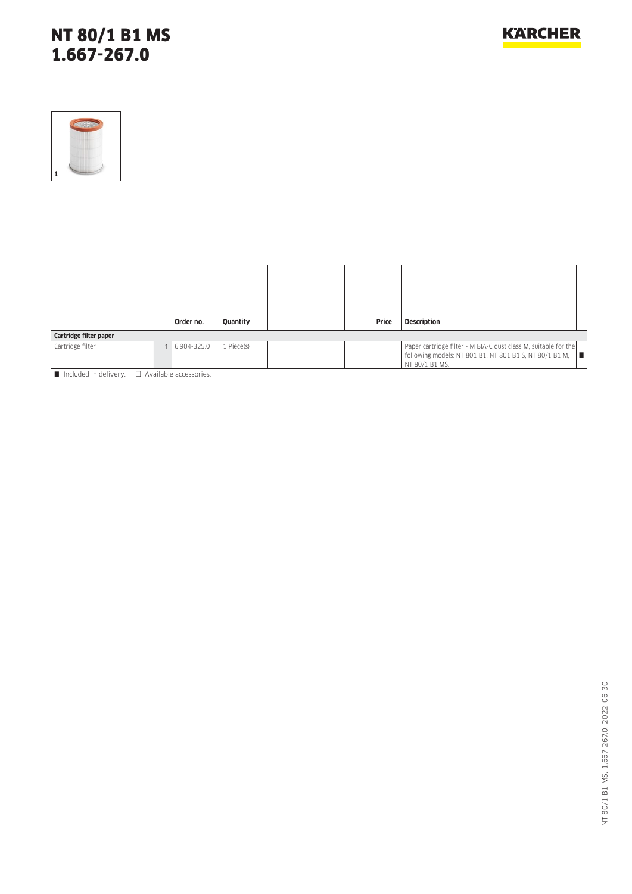# NT 80/1 B1 MS
# 1.667-267.0

1

| | | Order no. | Quantity | | | | Price | Description | |
|---|---|---|---|---|---|---|---|---|---|
| **Cartridge filter paper** | | | | | | | | | |
| Cartridge filter | 1 | 6.904-325.0 | 1 Piece(s) | | | | | Paper cartridge filter - M BIA-C dust class M, suitable for the following models: NT 801 B1, NT 801 B1 S, NT 80/1 B1 M, NT 80/1 B1 MS. | ■ |

■ Included in delivery. □ Available accessories.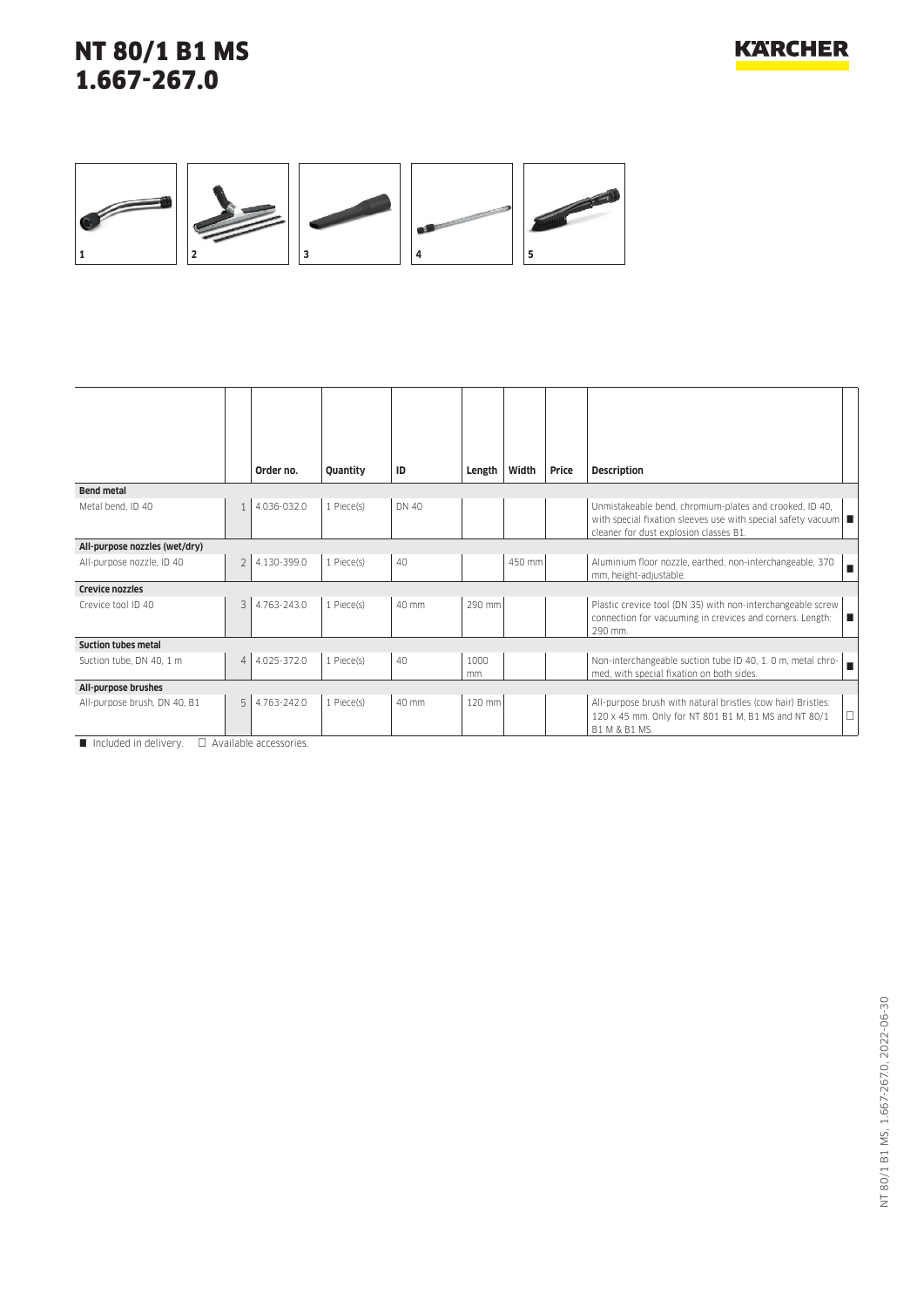# NT 80/1 B1 MS
# 1.667-267.0

1 2 3 4 5

| | | Order no. | Quantity | ID | Length | Width | Price | Description | |
|---|---|---|---|---|---|---|---|---|---|
| **Bend metal** | | | | | | | | | |
| Metal bend, ID 40 | 1 | 4.036-032.0 | 1 Piece(s) | DN 40 | | | | Unmistakeable bend, chromium-plates and crooked, ID 40, with special fixation sleeves use with special safety vacuum cleaner for dust explosion classes B1. | ■ |
| **All-purpose nozzles (wet/dry)** | | | | | | | | | |
| All-purpose nozzle, ID 40 | 2 | 4.130-399.0 | 1 Piece(s) | 40 | | 450 mm | | Aluminium floor nozzle, earthed, non-interchangeable, 370 mm, height-adjustable. | ■ |
| **Crevice nozzles** | | | | | | | | | |
| Crevice tool ID 40 | 3 | 4.763-243.0 | 1 Piece(s) | 40 mm | 290 mm | | | Plastic crevice tool (DN 35) with non-interchangeable screw connection for vacuuming in crevices and corners. Length: 290 mm. | ■ |
| **Suction tubes metal** | | | | | | | | | |
| Suction tube, DN 40, 1 m | 4 | 4.025-372.0 | 1 Piece(s) | 40 | 1000 mm | | | Non-interchangeable suction tube ID 40, 1. 0 m, metal chromed, with special fixation on both sides. | ■ |
| **All-purpose brushes** | | | | | | | | | |
| All-purpose brush, DN 40, B1 | 5 | 4.763-242.0 | 1 Piece(s) | 40 mm | 120 mm | | | All-purpose brush with natural bristles (cow hair) Bristles: 120 x 45 mm. Only for NT 801 B1 M, B1 MS and NT 80/1 B1 M & B1 MS. | □ |

■ Included in delivery. □ Available accessories.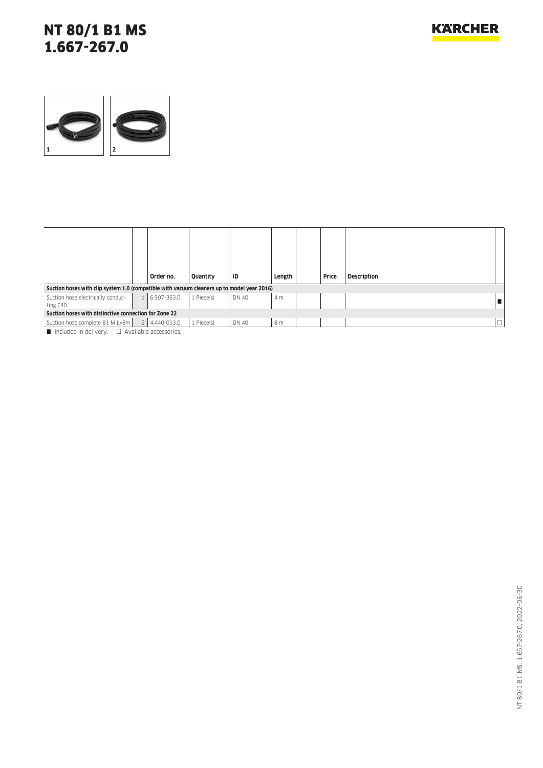# NT 80/1 B1 MS
# 1.667-267.0

1

2

| | | Order no. | Quantity | ID | Length | | Price | Description | |
|---|---|---|---|---|---|---|---|---|---|
| **Suction hoses with clip system 1.0 (compatible with vacuum cleaners up to model year 2016)** | | | | | | | | | |
| Suction hose electrically conducting C40 | 1 | 6.907-363.0 | 1 Piece(s) | DN 40 | 4 m | | | | ■ |
| **Suction hoses with distinctive connection for Zone 22** | | | | | | | | | |
| Suction hose complete B1 M L=8m | 2 | 4.440-013.0 | 1 Piece(s) | DN 40 | 8 m | | | | □ |

■ Included in delivery. □ Available accessories.